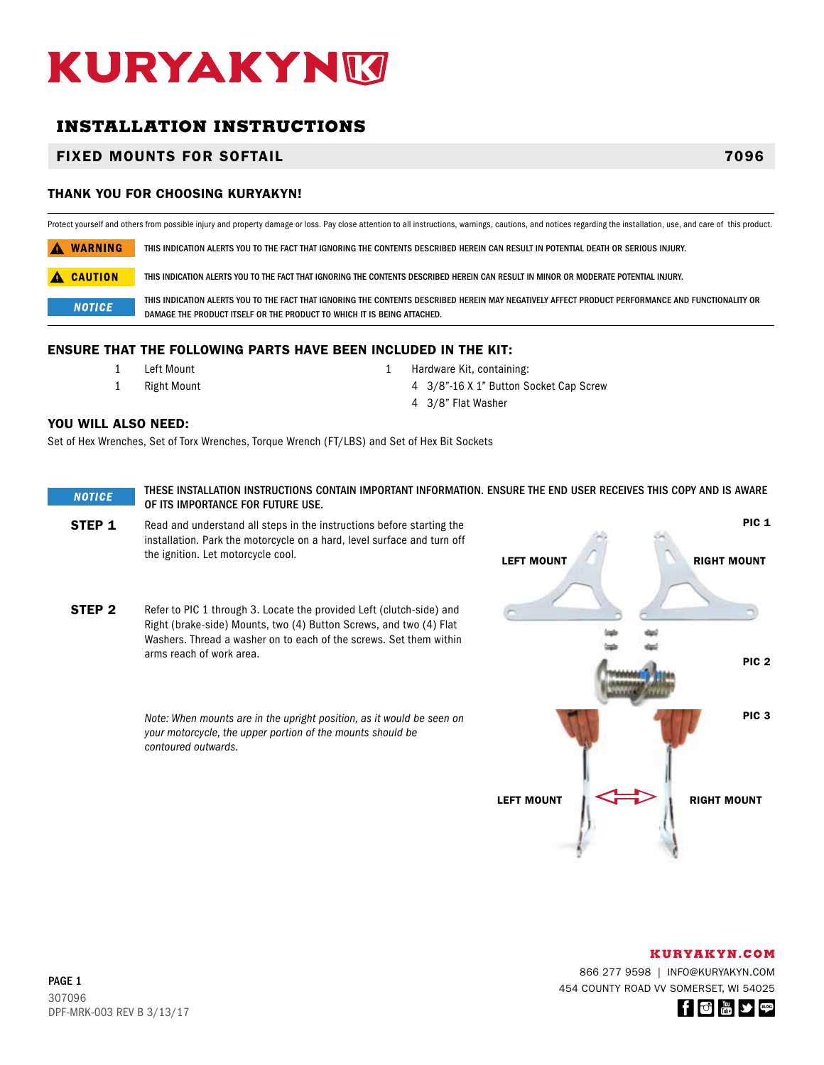# KURYAKYN

## INSTALLATION INSTRUCTIONS

### FIXED MOUNTS FOR SOFTAIL — 7096

### THANK YOU FOR CHOOSING KURYAKYN!

Protect yourself and others from possible injury and property damage or loss. Pay close attention to all instructions, warnings, cautions, and notices regarding the installation, use, and care of this product.

**⚠ WARNING** — THIS INDICATION ALERTS YOU TO THE FACT THAT IGNORING THE CONTENTS DESCRIBED HEREIN CAN RESULT IN POTENTIAL DEATH OR SERIOUS INJURY.

**⚠ CAUTION** — THIS INDICATION ALERTS YOU TO THE FACT THAT IGNORING THE CONTENTS DESCRIBED HEREIN CAN RESULT IN MINOR OR MODERATE POTENTIAL INJURY.

***NOTICE*** — THIS INDICATION ALERTS YOU TO THE FACT THAT IGNORING THE CONTENTS DESCRIBED HEREIN MAY NEGATIVELY AFFECT PRODUCT PERFORMANCE AND FUNCTIONALITY OR DAMAGE THE PRODUCT ITSELF OR THE PRODUCT TO WHICH IT IS BEING ATTACHED.

### ENSURE THAT THE FOLLOWING PARTS HAVE BEEN INCLUDED IN THE KIT:

- 1 Left Mount
- 1 Right Mount
- 1 Hardware Kit, containing:
  - 4 3/8"-16 X 1" Button Socket Cap Screw
  - 4 3/8" Flat Washer

### YOU WILL ALSO NEED:

Set of Hex Wrenches, Set of Torx Wrenches, Torque Wrench (FT/LBS) and Set of Hex Bit Sockets

***NOTICE*** — THESE INSTALLATION INSTRUCTIONS CONTAIN IMPORTANT INFORMATION. ENSURE THE END USER RECEIVES THIS COPY AND IS AWARE OF ITS IMPORTANCE FOR FUTURE USE.

**STEP 1** Read and understand all steps in the instructions before starting the installation. Park the motorcycle on a hard, level surface and turn off the ignition. Let motorcycle cool.

**STEP 2** Refer to PIC 1 through 3. Locate the provided Left (clutch-side) and Right (brake-side) Mounts, two (4) Button Screws, and two (4) Flat Washers. Thread a washer on to each of the screws. Set them within arms reach of work area.

*Note: When mounts are in the upright position, as it would be seen on your motorcycle, the upper portion of the mounts should be contoured outwards.*

PIC 1 — LEFT MOUNT, RIGHT MOUNT

PIC 2

PIC 3 — LEFT MOUNT, RIGHT MOUNT

**KURYAKYN.COM**
866 277 9598 | INFO@KURYAKYN.COM
454 COUNTY ROAD VV SOMERSET, WI 54025

307096
DPF-MRK-003 REV B 3/13/17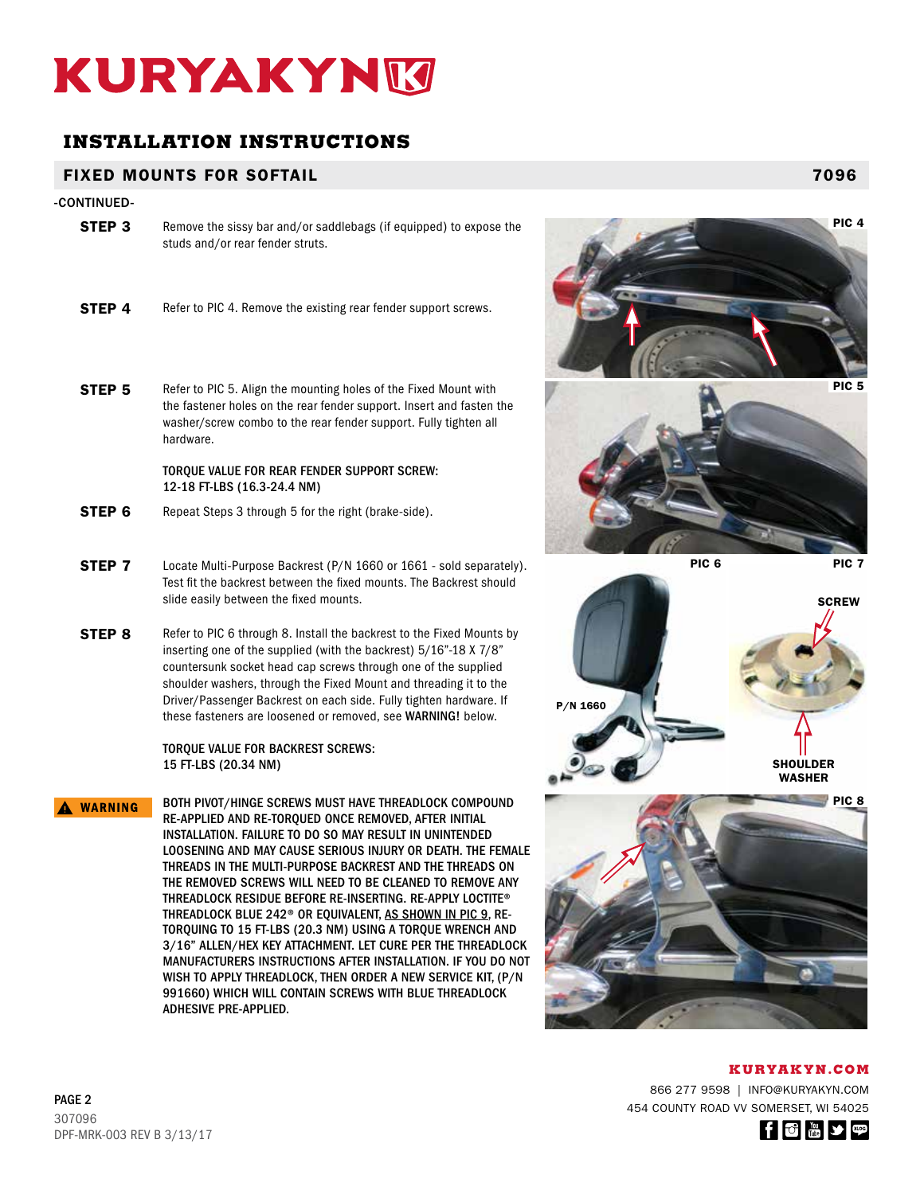# KURYAKYN

## INSTALLATION INSTRUCTIONS

### FIXED MOUNTS FOR SOFTAIL 7096

-CONTINUED-

**STEP 3** Remove the sissy bar and/or saddlebags (if equipped) to expose the studs and/or rear fender struts.

**STEP 4** Refer to PIC 4. Remove the existing rear fender support screws.

**STEP 5** Refer to PIC 5. Align the mounting holes of the Fixed Mount with the fastener holes on the rear fender support. Insert and fasten the washer/screw combo to the rear fender support. Fully tighten all hardware.

TORQUE VALUE FOR REAR FENDER SUPPORT SCREW:
12-18 FT-LBS (16.3-24.4 NM)

**STEP 6** Repeat Steps 3 through 5 for the right (brake-side).

**STEP 7** Locate Multi-Purpose Backrest (P/N 1660 or 1661 - sold separately). Test fit the backrest between the fixed mounts. The Backrest should slide easily between the fixed mounts.

**STEP 8** Refer to PIC 6 through 8. Install the backrest to the Fixed Mounts by inserting one of the supplied (with the backrest) 5/16"-18 X 7/8" countersunk socket head cap screws through one of the supplied shoulder washers, through the Fixed Mount and threading it to the Driver/Passenger Backrest on each side. Fully tighten hardware. If these fasteners are loosened or removed, see **WARNING!** below.

TORQUE VALUE FOR BACKREST SCREWS:
15 FT-LBS (20.34 NM)

**⚠ WARNING** BOTH PIVOT/HINGE SCREWS MUST HAVE THREADLOCK COMPOUND RE-APPLIED AND RE-TORQUED ONCE REMOVED, AFTER INITIAL INSTALLATION. FAILURE TO DO SO MAY RESULT IN UNINTENDED LOOSENING AND MAY CAUSE SERIOUS INJURY OR DEATH. THE FEMALE THREADS IN THE MULTI-PURPOSE BACKREST AND THE THREADS ON THE REMOVED SCREWS WILL NEED TO BE CLEANED TO REMOVE ANY THREADLOCK RESIDUE BEFORE RE-INSERTING. RE-APPLY LOCTITE® THREADLOCK BLUE 242® OR EQUIVALENT, AS SHOWN IN PIC 9, RE-TORQUING TO 15 FT-LBS (20.3 NM) USING A TORQUE WRENCH AND 3/16" ALLEN/HEX KEY ATTACHMENT. LET CURE PER THE THREADLOCK MANUFACTURERS INSTRUCTIONS AFTER INSTALLATION. IF YOU DO NOT WISH TO APPLY THREADLOCK, THEN ORDER A NEW SERVICE KIT, (P/N 991660) WHICH WILL CONTAIN SCREWS WITH BLUE THREADLOCK ADHESIVE PRE-APPLIED.

PIC 4

PIC 5

PIC 6

P/N 1660

PIC 7

SCREW

SHOULDER WASHER

PIC 8

KURYAKYN.COM
866 277 9598 | INFO@KURYAKYN.COM
454 COUNTY ROAD VV SOMERSET, WI 54025

PAGE 2
307096
DPF-MRK-003 REV B 3/13/17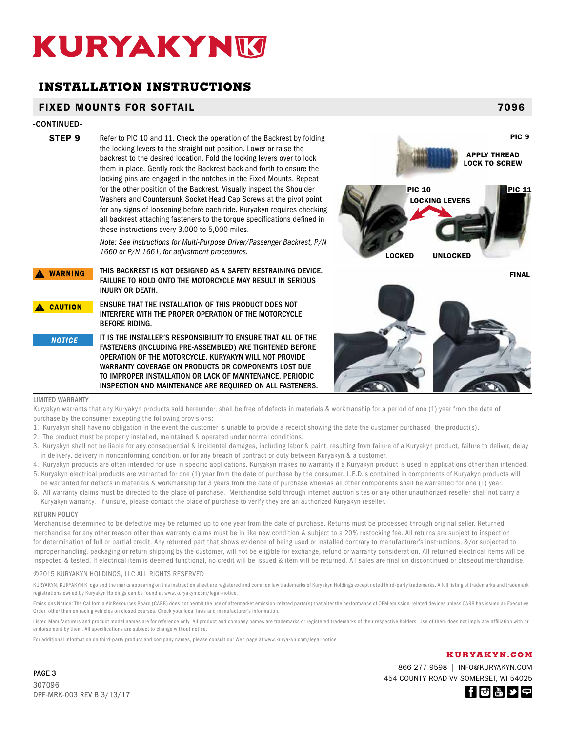# KURYAKYN

## INSTALLATION INSTRUCTIONS

### FIXED MOUNTS FOR SOFTAIL 7096

-CONTINUED-

**STEP 9** Refer to PIC 10 and 11. Check the operation of the Backrest by folding the locking levers to the straight out position. Lower or raise the backrest to the desired location. Fold the locking levers over to lock them in place. Gently rock the Backrest back and forth to ensure the locking pins are engaged in the notches in the Fixed Mounts. Repeat for the other position of the Backrest. Visually inspect the Shoulder Washers and Countersunk Socket Head Cap Screws at the pivot point for any signs of loosening before each ride. Kuryakyn requires checking all backrest attaching fasteners to the torque specifications defined in these instructions every 3,000 to 5,000 miles.

*Note: See instructions for Multi-Purpose Driver/Passenger Backrest, P/N 1660 or P/N 1661, for adjustment procedures.*

PIC 9

APPLY THREAD LOCK TO SCREW

PIC 10

PIC 11

LOCKING LEVERS

LOCKED

UNLOCKED

FINAL

**⚠ WARNING** THIS BACKREST IS NOT DESIGNED AS A SAFETY RESTRAINING DEVICE. FAILURE TO HOLD ONTO THE MOTORCYCLE MAY RESULT IN SERIOUS INJURY OR DEATH.

**⚠ CAUTION** ENSURE THAT THE INSTALLATION OF THIS PRODUCT DOES NOT INTERFERE WITH THE PROPER OPERATION OF THE MOTORCYCLE BEFORE RIDING.

***NOTICE*** IT IS THE INSTALLER'S RESPONSIBILITY TO ENSURE THAT ALL OF THE FASTENERS (INCLUDING PRE-ASSEMBLED) ARE TIGHTENED BEFORE OPERATION OF THE MOTORCYCLE. KURYAKYN WILL NOT PROVIDE WARRANTY COVERAGE ON PRODUCTS OR COMPONENTS LOST DUE TO IMPROPER INSTALLATION OR LACK OF MAINTENANCE. PERIODIC INSPECTION AND MAINTENANCE ARE REQUIRED ON ALL FASTENERS.

LIMITED WARRANTY

Kuryakyn warrants that any Kuryakyn products sold hereunder, shall be free of defects in materials & workmanship for a period of one (1) year from the date of purchase by the consumer excepting the following provisions:

1. Kuryakyn shall have no obligation in the event the customer is unable to provide a receipt showing the date the customer purchased the product(s).
2. The product must be properly installed, maintained & operated under normal conditions.
3. Kuryakyn shall not be liable for any consequential & incidental damages, including labor & paint, resulting from failure of a Kuryakyn product, failure to deliver, delay in delivery, delivery in nonconforming condition, or for any breach of contract or duty between Kuryakyn & a customer.
4. Kuryakyn products are often intended for use in specific applications. Kuryakyn makes no warranty if a Kuryakyn product is used in applications other than intended.
5. Kuryakyn electrical products are warranted for one (1) year from the date of purchase by the consumer. L.E.D.'s contained in components of Kuryakyn products will be warranted for defects in materials & workmanship for 3 years from the date of purchase whereas all other components shall be warranted for one (1) year.
6. All warranty claims must be directed to the place of purchase. Merchandise sold through internet auction sites or any other unauthorized reseller shall not carry a Kuryakyn warranty. If unsure, please contact the place of purchase to verify they are an authorized Kuryakyn reseller.

RETURN POLICY

Merchandise determined to be defective may be returned up to one year from the date of purchase. Returns must be processed through original seller. Returned merchandise for any other reason other than warranty claims must be in like new condition & subject to a 20% restocking fee. All returns are subject to inspection for determination of full or partial credit. Any returned part that shows evidence of being used or installed contrary to manufacturer's instructions, &/or subjected to improper handling, packaging or return shipping by the customer, will not be eligible for exchange, refund or warranty consideration. All returned electrical items will be inspected & tested. If electrical item is deemed functional, no credit will be issued & item will be returned. All sales are final on discontinued or closeout merchandise.

©2015 KURYAKYN HOLDINGS, LLC ALL RIGHTS RESERVED

KURYAKYN, KURYAKYN K logo and the marks appearing on this instruction sheet are registered and common law trademarks of Kuryakyn Holdings except noted third-party trademarks. A full listing of trademarks and trademark registrations owned by Kuryakyn Holdings can be found at www.kuryakyn.com/legal-notice.

Emissions Notice: The California Air Resources Board (CARB) does not permit the use of aftermarket emission-related parts(s) that alter the performance of OEM emission-related devices unless CARB has issued an Executive Order, other than on racing vehicles on closed courses. Check your local laws and manufacturer's information.

Listed Manufacturers and product model names are for reference only. All product and company names are trademarks or registered trademarks of their respective holders. Use of them does not imply any affiliation with or endorsement by them. All specifications are subject to change without notice.

For additional information on third-party product and company names, please consult our Web page at www.kuryakyn.com/legal-notice

307096
DPF-MRK-003 REV B 3/13/17

KURYAKYN.COM
866 277 9598 | INFO@KURYAKYN.COM
454 COUNTY ROAD VV SOMERSET, WI 54025